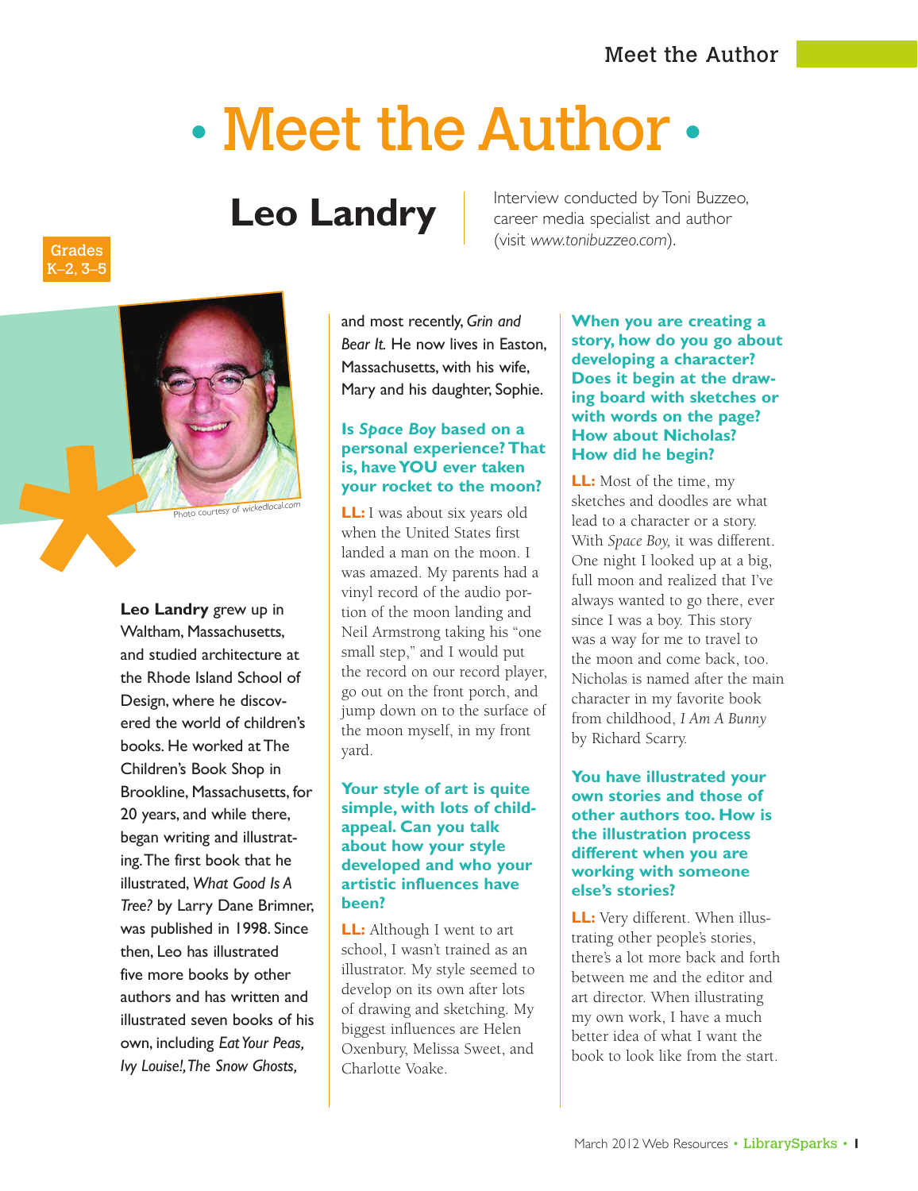# • Meet the Author •

## Leo Landry

Interview conducted by Toni Buzzeo, career media specialist and author (visit *www.tonibuzzeo.com*).

Grades K–2, 3–5

Photo courtesy of wickedlocal.com

**Leo Landry** grew up in Waltham, Massachusetts, and studied architecture at the Rhode Island School of Design, where he discovered the world of children's books. He worked at The Children's Book Shop in Brookline, Massachusetts, for 20 years, and while there, began writing and illustrating. The first book that he illustrated, *What Good Is A Tree?* by Larry Dane Brimner, was published in 1998. Since then, Leo has illustrated five more books by other authors and has written and illustrated seven books of his own, including *Eat Your Peas, Ivy Louise!, The Snow Ghosts,* and most recently, *Grin and Bear It.* He now lives in Easton, Massachusetts, with his wife, Mary and his daughter, Sophie.

### Is *Space Boy* based on a personal experience? That is, have YOU ever taken your rocket to the moon?

**LL:** I was about six years old when the United States first landed a man on the moon. I was amazed. My parents had a vinyl record of the audio portion of the moon landing and Neil Armstrong taking his "one small step," and I would put the record on our record player, go out on the front porch, and jump down on to the surface of the moon myself, in my front yard.

### Your style of art is quite simple, with lots of child-appeal. Can you talk about how your style developed and who your artistic influences have been?

**LL:** Although I went to art school, I wasn't trained as an illustrator. My style seemed to develop on its own after lots of drawing and sketching. My biggest influences are Helen Oxenbury, Melissa Sweet, and Charlotte Voake.

### When you are creating a story, how do you go about developing a character? Does it begin at the drawing board with sketches or with words on the page? How about Nicholas? How did he begin?

**LL:** Most of the time, my sketches and doodles are what lead to a character or a story. With *Space Boy,* it was different. One night I looked up at a big, full moon and realized that I've always wanted to go there, ever since I was a boy. This story was a way for me to travel to the moon and come back, too. Nicholas is named after the main character in my favorite book from childhood, *I Am A Bunny* by Richard Scarry.

### You have illustrated your own stories and those of other authors too. How is the illustration process different when you are working with someone else's stories?

**LL:** Very different. When illustrating other people's stories, there's a lot more back and forth between me and the editor and art director. When illustrating my own work, I have a much better idea of what I want the book to look like from the start.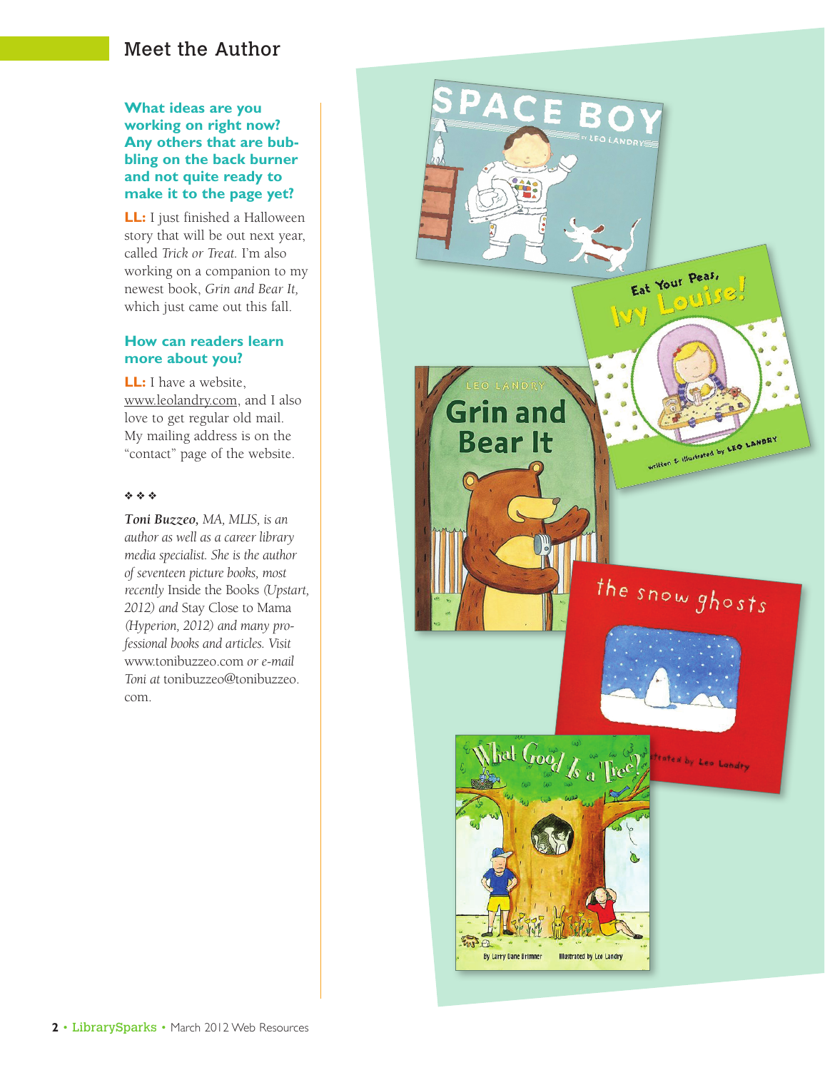## Meet the Author

**What ideas are you working on right now? Any others that are bubbling on the back burner and not quite ready to make it to the page yet?**

**LL:** I just finished a Halloween story that will be out next year, called *Trick or Treat*. I'm also working on a companion to my newest book, *Grin and Bear It,* which just came out this fall.

**How can readers learn more about you?**

**LL:** I have a website, www.leolandry.com, and I also love to get regular old mail. My mailing address is on the "contact" page of the website.

❖ ❖ ❖

***Toni Buzzeo****, MA, MLIS, is an author as well as a career library media specialist. She is the author of seventeen picture books, most recently* Inside the Books *(Upstart, 2012) and* Stay Close to Mama *(Hyperion, 2012) and many professional books and articles. Visit* www.tonibuzzeo.com *or e-mail Toni at* tonibuzzeo@tonibuzzeo.com.